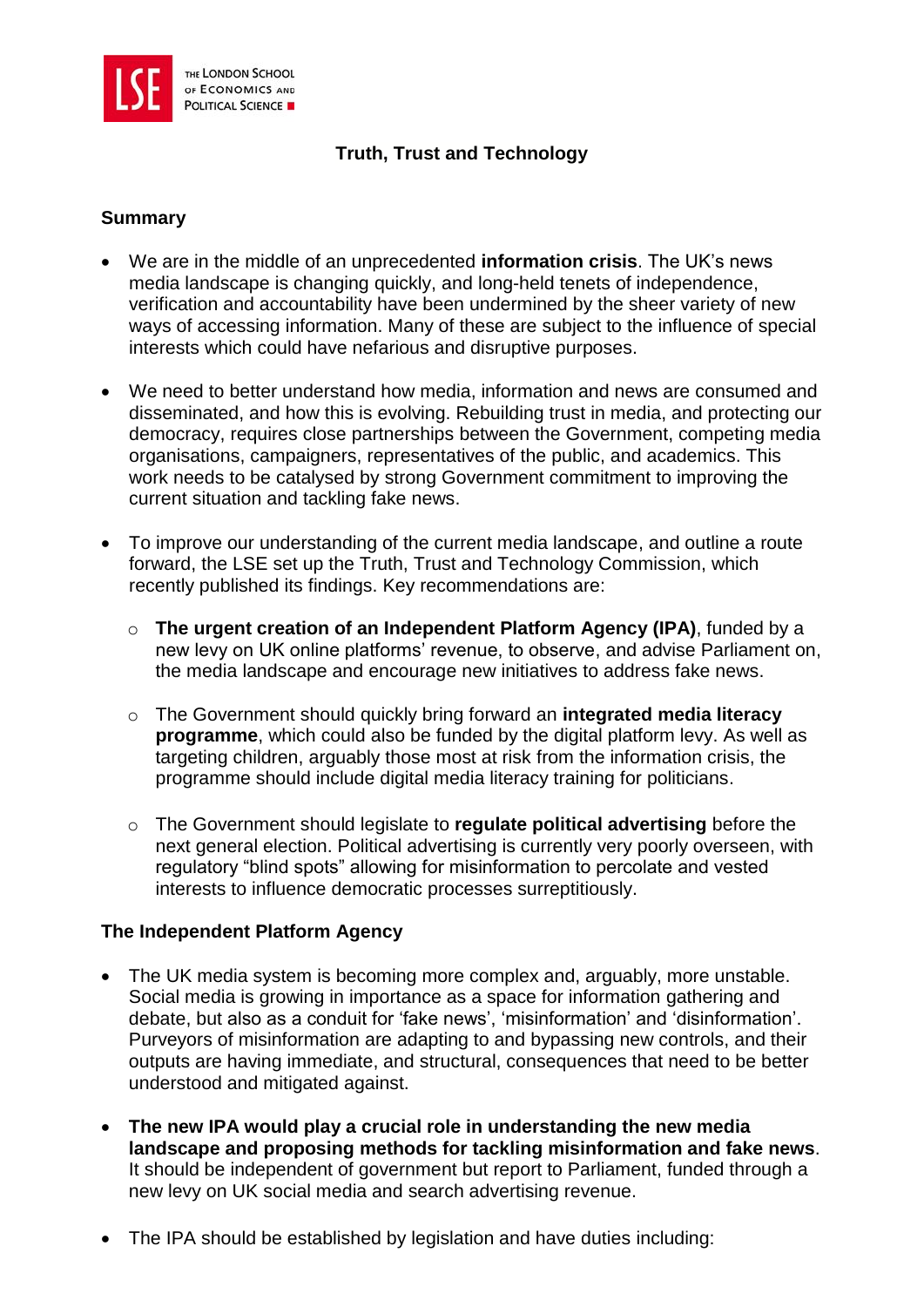# Truth, Trust and Technology

## Summary

- We are in the middle of an unprecedented **information crisis**. The UK's news media landscape is changing quickly, and long-held tenets of independence, verification and accountability have been undermined by the sheer variety of new ways of accessing information. Many of these are subject to the influence of special interests which could have nefarious and disruptive purposes.

- We need to better understand how media, information and news are consumed and disseminated, and how this is evolving. Rebuilding trust in media, and protecting our democracy, requires close partnerships between the Government, competing media organisations, campaigners, representatives of the public, and academics. This work needs to be catalysed by strong Government commitment to improving the current situation and tackling fake news.

- To improve our understanding of the current media landscape, and outline a route forward, the LSE set up the Truth, Trust and Technology Commission, which recently published its findings. Key recommendations are:

  - **The urgent creation of an Independent Platform Agency (IPA)**, funded by a new levy on UK online platforms' revenue, to observe, and advise Parliament on, the media landscape and encourage new initiatives to address fake news.

  - The Government should quickly bring forward an **integrated media literacy programme**, which could also be funded by the digital platform levy. As well as targeting children, arguably those most at risk from the information crisis, the programme should include digital media literacy training for politicians.

  - The Government should legislate to **regulate political advertising** before the next general election. Political advertising is currently very poorly overseen, with regulatory "blind spots" allowing for misinformation to percolate and vested interests to influence democratic processes surreptitiously.

## The Independent Platform Agency

- The UK media system is becoming more complex and, arguably, more unstable. Social media is growing in importance as a space for information gathering and debate, but also as a conduit for 'fake news', 'misinformation' and 'disinformation'. Purveyors of misinformation are adapting to and bypassing new controls, and their outputs are having immediate, and structural, consequences that need to be better understood and mitigated against.

- **The new IPA would play a crucial role in understanding the new media landscape and proposing methods for tackling misinformation and fake news**. It should be independent of government but report to Parliament, funded through a new levy on UK social media and search advertising revenue.

- The IPA should be established by legislation and have duties including: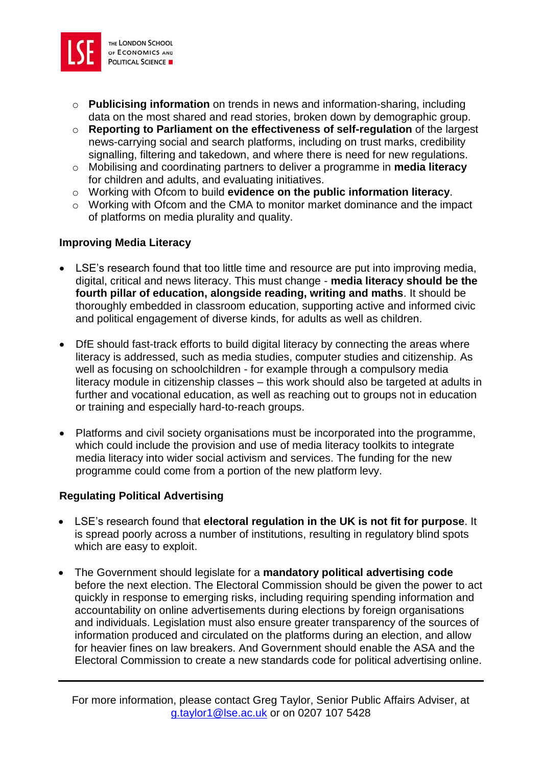- Publicising information on trends in news and information-sharing, including data on the most shared and read stories, broken down by demographic group.
  - **Publicising information** on trends in news and information-sharing, including data on the most shared and read stories, broken down by demographic group.
  - **Reporting to Parliament on the effectiveness of self-regulation** of the largest news-carrying social and search platforms, including on trust marks, credibility signalling, filtering and takedown, and where there is need for new regulations.
  - Mobilising and coordinating partners to deliver a programme in **media literacy** for children and adults, and evaluating initiatives.
  - Working with Ofcom to build **evidence on the public information literacy**.
  - Working with Ofcom and the CMA to monitor market dominance and the impact of platforms on media plurality and quality.

**Improving Media Literacy**

- LSE's research found that too little time and resource are put into improving media, digital, critical and news literacy. This must change - **media literacy should be the fourth pillar of education, alongside reading, writing and maths**. It should be thoroughly embedded in classroom education, supporting active and informed civic and political engagement of diverse kinds, for adults as well as children.

- DfE should fast-track efforts to build digital literacy by connecting the areas where literacy is addressed, such as media studies, computer studies and citizenship. As well as focusing on schoolchildren - for example through a compulsory media literacy module in citizenship classes – this work should also be targeted at adults in further and vocational education, as well as reaching out to groups not in education or training and especially hard-to-reach groups.

- Platforms and civil society organisations must be incorporated into the programme, which could include the provision and use of media literacy toolkits to integrate media literacy into wider social activism and services. The funding for the new programme could come from a portion of the new platform levy.

**Regulating Political Advertising**

- LSE's research found that **electoral regulation in the UK is not fit for purpose**. It is spread poorly across a number of institutions, resulting in regulatory blind spots which are easy to exploit.

- The Government should legislate for a **mandatory political advertising code** before the next election. The Electoral Commission should be given the power to act quickly in response to emerging risks, including requiring spending information and accountability on online advertisements during elections by foreign organisations and individuals. Legislation must also ensure greater transparency of the sources of information produced and circulated on the platforms during an election, and allow for heavier fines on law breakers. And Government should enable the ASA and the Electoral Commission to create a new standards code for political advertising online.

---

For more information, please contact Greg Taylor, Senior Public Affairs Adviser, at g.taylor1@lse.ac.uk or on 0207 107 5428